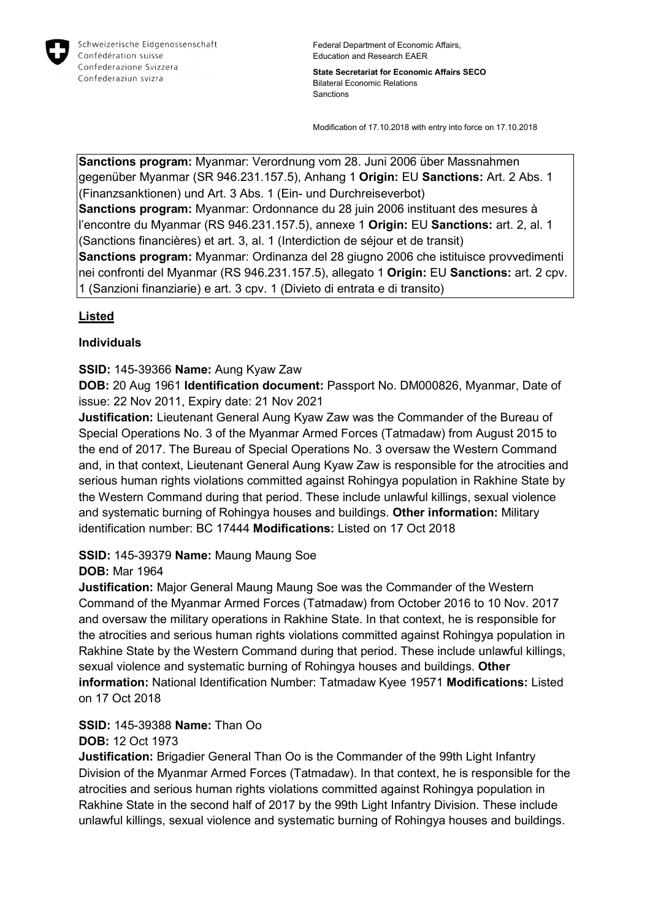Schweizerische Eidgenossenschaft
Confédération suisse
Confederazione Svizzera
Confederaziun svizra

Federal Department of Economic Affairs, Education and Research EAER

**State Secretariat for Economic Affairs SECO**
Bilateral Economic Relations
Sanctions

Modification of 17.10.2018 with entry into force on 17.10.2018

**Sanctions program:** Myanmar: Verordnung vom 28. Juni 2006 über Massnahmen gegenüber Myanmar (SR 946.231.157.5), Anhang 1 **Origin:** EU **Sanctions:** Art. 2 Abs. 1 (Finanzsanktionen) und Art. 3 Abs. 1 (Ein- und Durchreiseverbot)
**Sanctions program:** Myanmar: Ordonnance du 28 juin 2006 instituant des mesures à l'encontre du Myanmar (RS 946.231.157.5), annexe 1 **Origin:** EU **Sanctions:** art. 2, al. 1 (Sanctions financières) et art. 3, al. 1 (Interdiction de séjour et de transit)
**Sanctions program:** Myanmar: Ordinanza del 28 giugno 2006 che istituisce provvedimenti nei confronti del Myanmar (RS 946.231.157.5), allegato 1 **Origin:** EU **Sanctions:** art. 2 cpv. 1 (Sanzioni finanziarie) e art. 3 cpv. 1 (Divieto di entrata e di transito)

## Listed

### Individuals

**SSID:** 145-39366 **Name:** Aung Kyaw Zaw
**DOB:** 20 Aug 1961 **Identification document:** Passport No. DM000826, Myanmar, Date of issue: 22 Nov 2011, Expiry date: 21 Nov 2021
**Justification:** Lieutenant General Aung Kyaw Zaw was the Commander of the Bureau of Special Operations No. 3 of the Myanmar Armed Forces (Tatmadaw) from August 2015 to the end of 2017. The Bureau of Special Operations No. 3 oversaw the Western Command and, in that context, Lieutenant General Aung Kyaw Zaw is responsible for the atrocities and serious human rights violations committed against Rohingya population in Rakhine State by the Western Command during that period. These include unlawful killings, sexual violence and systematic burning of Rohingya houses and buildings. **Other information:** Military identification number: BC 17444 **Modifications:** Listed on 17 Oct 2018

**SSID:** 145-39379 **Name:** Maung Maung Soe
**DOB:** Mar 1964
**Justification:** Major General Maung Maung Soe was the Commander of the Western Command of the Myanmar Armed Forces (Tatmadaw) from October 2016 to 10 Nov. 2017 and oversaw the military operations in Rakhine State. In that context, he is responsible for the atrocities and serious human rights violations committed against Rohingya population in Rakhine State by the Western Command during that period. These include unlawful killings, sexual violence and systematic burning of Rohingya houses and buildings. **Other information:** National Identification Number: Tatmadaw Kyee 19571 **Modifications:** Listed on 17 Oct 2018

**SSID:** 145-39388 **Name:** Than Oo
**DOB:** 12 Oct 1973
**Justification:** Brigadier General Than Oo is the Commander of the 99th Light Infantry Division of the Myanmar Armed Forces (Tatmadaw). In that context, he is responsible for the atrocities and serious human rights violations committed against Rohingya population in Rakhine State in the second half of 2017 by the 99th Light Infantry Division. These include unlawful killings, sexual violence and systematic burning of Rohingya houses and buildings.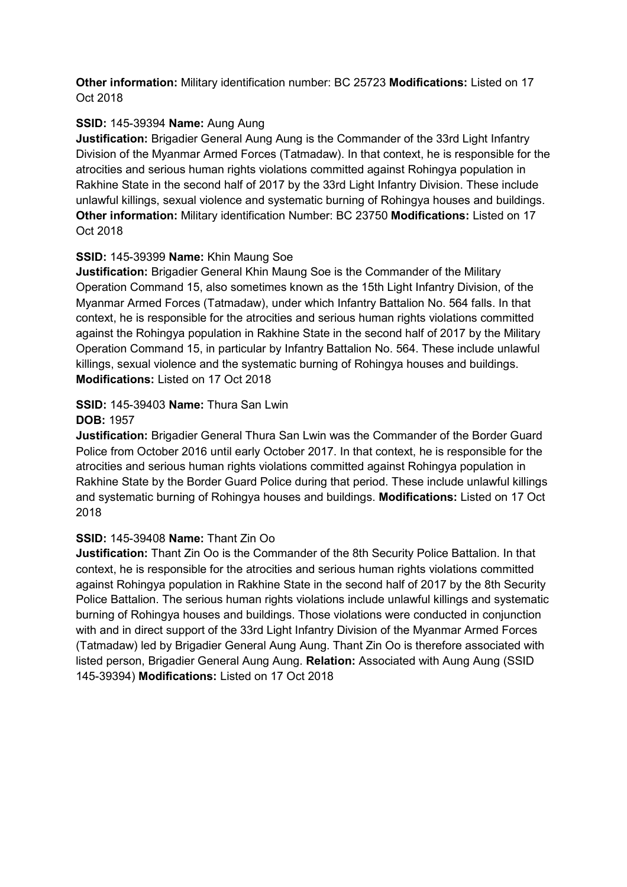**Other information:** Military identification number: BC 25723 **Modifications:** Listed on 17 Oct 2018

**SSID:** 145-39394 **Name:** Aung Aung
**Justification:** Brigadier General Aung Aung is the Commander of the 33rd Light Infantry Division of the Myanmar Armed Forces (Tatmadaw). In that context, he is responsible for the atrocities and serious human rights violations committed against Rohingya population in Rakhine State in the second half of 2017 by the 33rd Light Infantry Division. These include unlawful killings, sexual violence and systematic burning of Rohingya houses and buildings. **Other information:** Military identification Number: BC 23750 **Modifications:** Listed on 17 Oct 2018

**SSID:** 145-39399 **Name:** Khin Maung Soe
**Justification:** Brigadier General Khin Maung Soe is the Commander of the Military Operation Command 15, also sometimes known as the 15th Light Infantry Division, of the Myanmar Armed Forces (Tatmadaw), under which Infantry Battalion No. 564 falls. In that context, he is responsible for the atrocities and serious human rights violations committed against the Rohingya population in Rakhine State in the second half of 2017 by the Military Operation Command 15, in particular by Infantry Battalion No. 564. These include unlawful killings, sexual violence and the systematic burning of Rohingya houses and buildings. **Modifications:** Listed on 17 Oct 2018

**SSID:** 145-39403 **Name:** Thura San Lwin
**DOB:** 1957
**Justification:** Brigadier General Thura San Lwin was the Commander of the Border Guard Police from October 2016 until early October 2017. In that context, he is responsible for the atrocities and serious human rights violations committed against Rohingya population in Rakhine State by the Border Guard Police during that period. These include unlawful killings and systematic burning of Rohingya houses and buildings. **Modifications:** Listed on 17 Oct 2018

**SSID:** 145-39408 **Name:** Thant Zin Oo
**Justification:** Thant Zin Oo is the Commander of the 8th Security Police Battalion. In that context, he is responsible for the atrocities and serious human rights violations committed against Rohingya population in Rakhine State in the second half of 2017 by the 8th Security Police Battalion. The serious human rights violations include unlawful killings and systematic burning of Rohingya houses and buildings. Those violations were conducted in conjunction with and in direct support of the 33rd Light Infantry Division of the Myanmar Armed Forces (Tatmadaw) led by Brigadier General Aung Aung. Thant Zin Oo is therefore associated with listed person, Brigadier General Aung Aung. **Relation:** Associated with Aung Aung (SSID 145-39394) **Modifications:** Listed on 17 Oct 2018